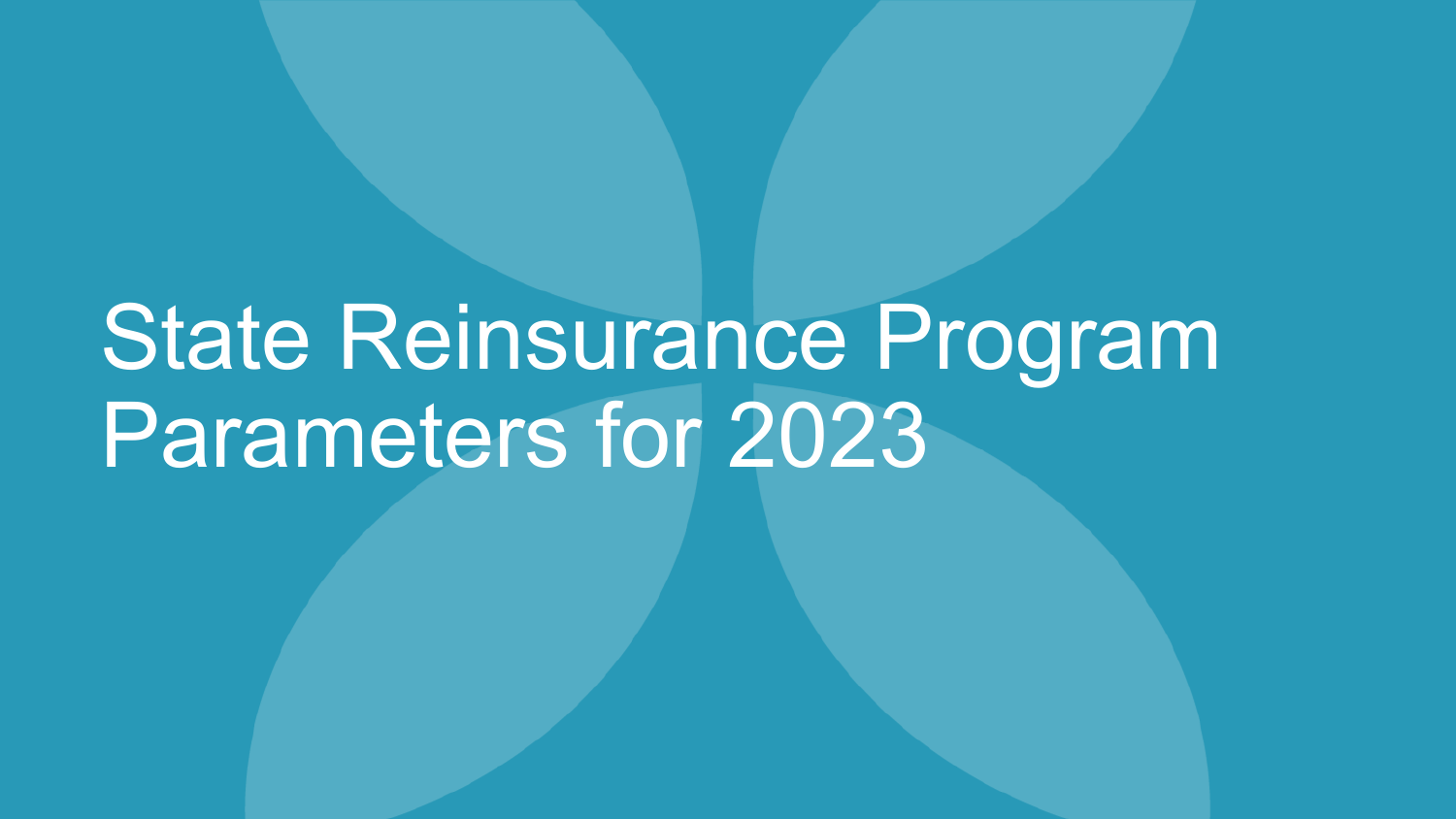# State Reinsurance Program Parameters for 2023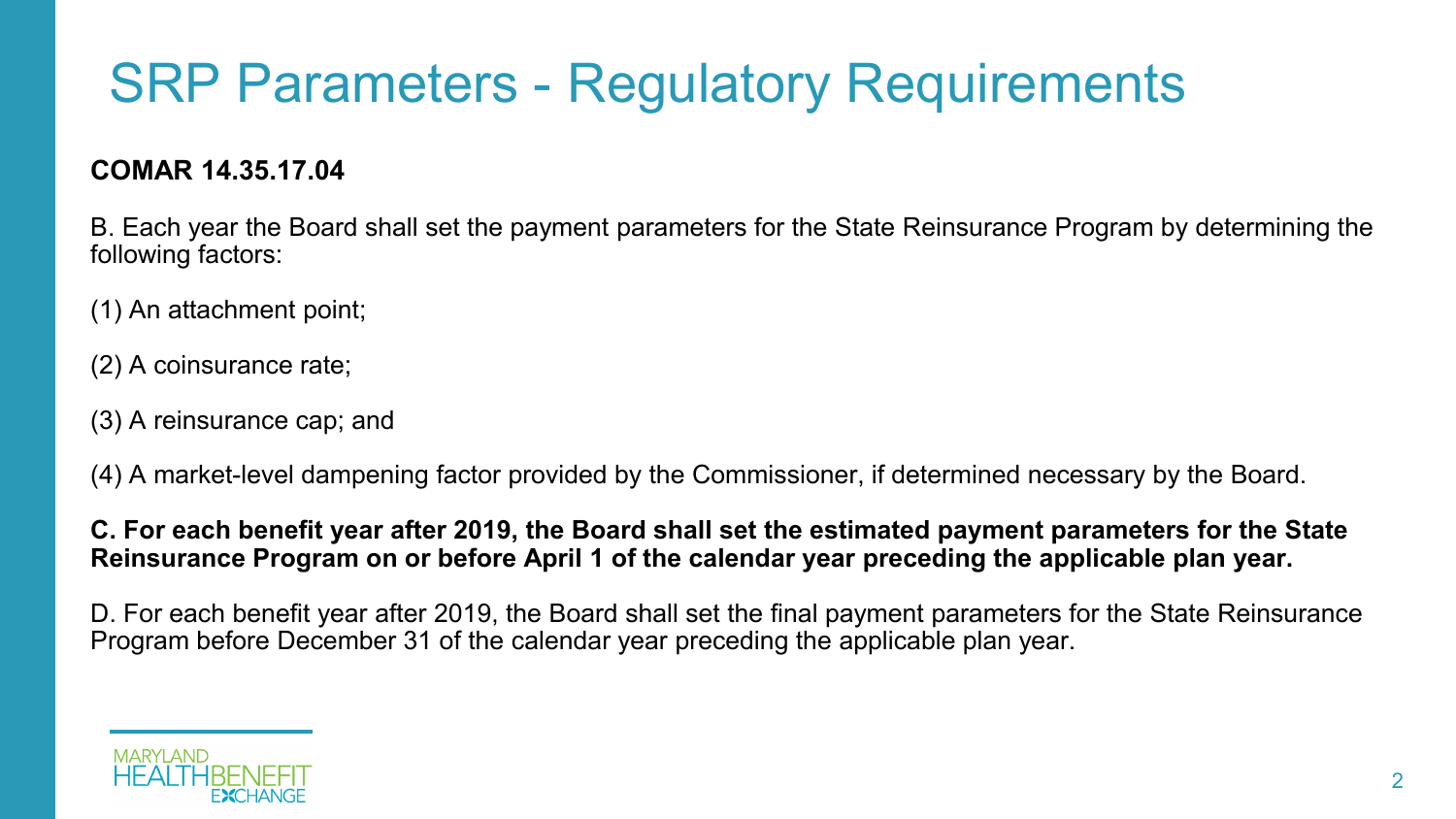# SRP Parameters - Regulatory Requirements

**COMAR 14.35.17.04**

B. Each year the Board shall set the payment parameters for the State Reinsurance Program by determining the following factors:

(1) An attachment point;

(2) A coinsurance rate;

(3) A reinsurance cap; and

(4) A market-level dampening factor provided by the Commissioner, if determined necessary by the Board.

**C. For each benefit year after 2019, the Board shall set the estimated payment parameters for the State Reinsurance Program on or before April 1 of the calendar year preceding the applicable plan year.**

D. For each benefit year after 2019, the Board shall set the final payment parameters for the State Reinsurance Program before December 31 of the calendar year preceding the applicable plan year.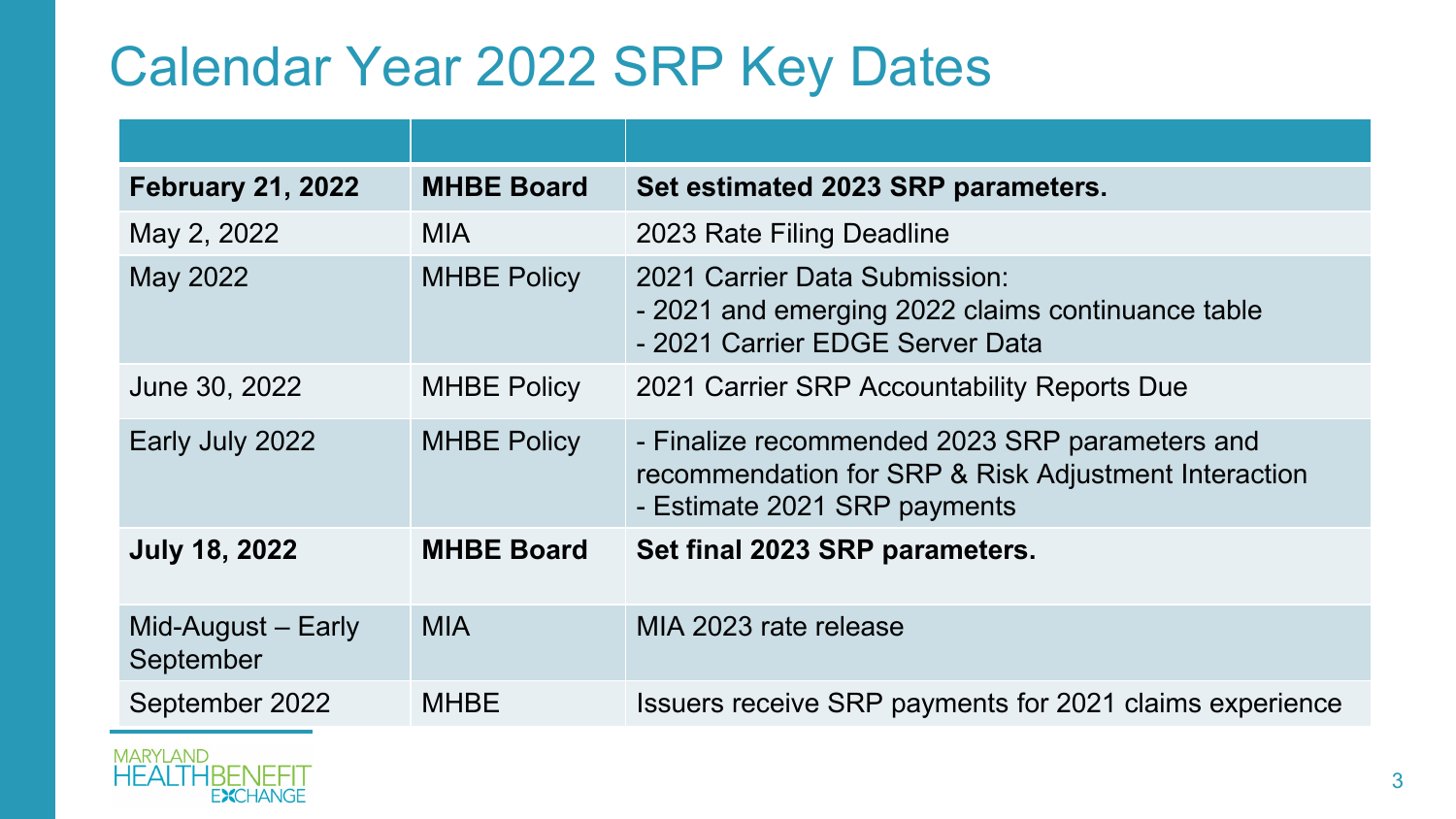# Calendar Year 2022 SRP Key Dates

| | | |
|---|---|---|
| **February 21, 2022** | **MHBE Board** | **Set estimated 2023 SRP parameters.** |
| May 2, 2022 | MIA | 2023 Rate Filing Deadline |
| May 2022 | MHBE Policy | 2021 Carrier Data Submission:<br>- 2021 and emerging 2022 claims continuance table<br>- 2021 Carrier EDGE Server Data |
| June 30, 2022 | MHBE Policy | 2021 Carrier SRP Accountability Reports Due |
| Early July 2022 | MHBE Policy | - Finalize recommended 2023 SRP parameters and recommendation for SRP & Risk Adjustment Interaction<br>- Estimate 2021 SRP payments |
| **July 18, 2022** | **MHBE Board** | **Set final 2023 SRP parameters.** |
| Mid-August – Early September | MIA | MIA 2023 rate release |
| September 2022 | MHBE | Issuers receive SRP payments for 2021 claims experience |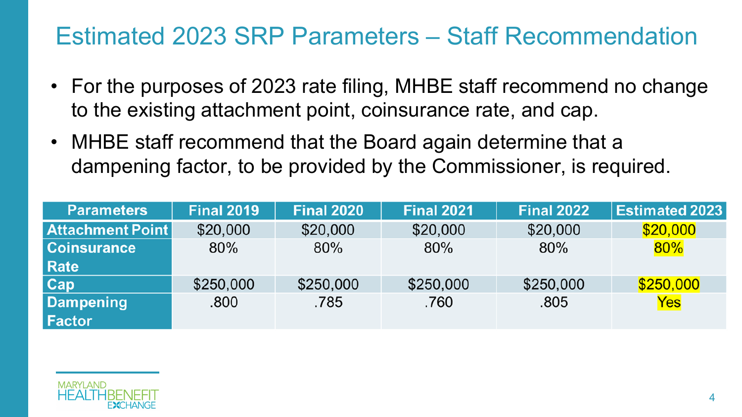# Estimated 2023 SRP Parameters – Staff Recommendation

- For the purposes of 2023 rate filing, MHBE staff recommend no change to the existing attachment point, coinsurance rate, and cap.
- MHBE staff recommend that the Board again determine that a dampening factor, to be provided by the Commissioner, is required.

| Parameters | Final 2019 | Final 2020 | Final 2021 | Final 2022 | Estimated 2023 |
|---|---|---|---|---|---|
| Attachment Point | $20,000 | $20,000 | $20,000 | $20,000 | $20,000 |
| Coinsurance Rate | 80% | 80% | 80% | 80% | 80% |
| Cap | $250,000 | $250,000 | $250,000 | $250,000 | $250,000 |
| Dampening Factor | .800 | .785 | .760 | .805 | Yes |

MARYLAND HEALTH BENEFIT EXCHANGE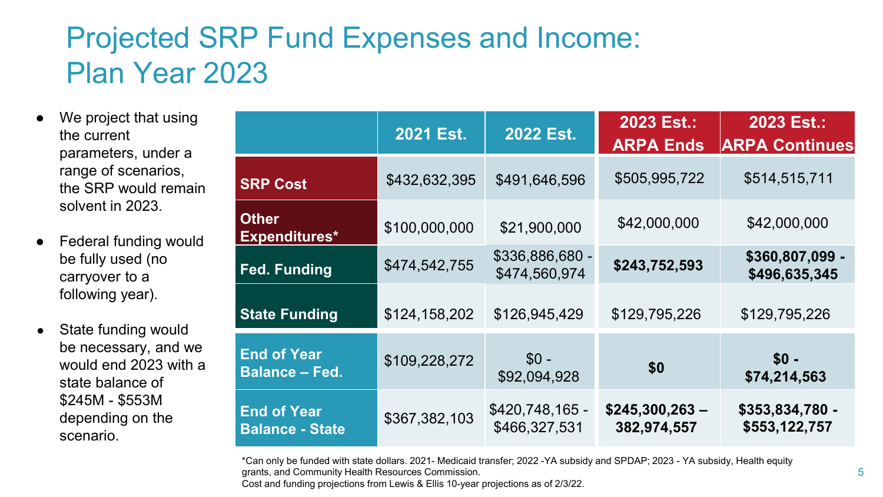# Projected SRP Fund Expenses and Income: Plan Year 2023

- We project that using the current parameters, under a range of scenarios, the SRP would remain solvent in 2023.
- Federal funding would be fully used (no carryover to a following year).
- State funding would be necessary, and we would end 2023 with a state balance of $245M - $553M depending on the scenario.

| | 2021 Est. | 2022 Est. | 2023 Est.: ARPA Ends | 2023 Est.: ARPA Continues |
|---|---|---|---|---|
| **SRP Cost** | $432,632,395 | $491,646,596 | $505,995,722 | $514,515,711 |
| **Other Expenditures*** | $100,000,000 | $21,900,000 | $42,000,000 | $42,000,000 |
| **Fed. Funding** | $474,542,755 | $336,886,680 - $474,560,974 | **$243,752,593** | **$360,807,099 - $496,635,345** |
| **State Funding** | $124,158,202 | $126,945,429 | $129,795,226 | $129,795,226 |
| **End of Year Balance – Fed.** | $109,228,272 | $0 - $92,094,928 | **$0** | **$0 - $74,214,563** |
| **End of Year Balance - State** | $367,382,103 | $420,748,165 - $466,327,531 | **$245,300,263 – 382,974,557** | **$353,834,780 - $553,122,757** |

*Can only be funded with state dollars. 2021- Medicaid transfer; 2022 -YA subsidy and SPDAP; 2023 - YA subsidy, Health equity grants, and Community Health Resources Commission.
Cost and funding projections from Lewis & Ellis 10-year projections as of 2/3/22.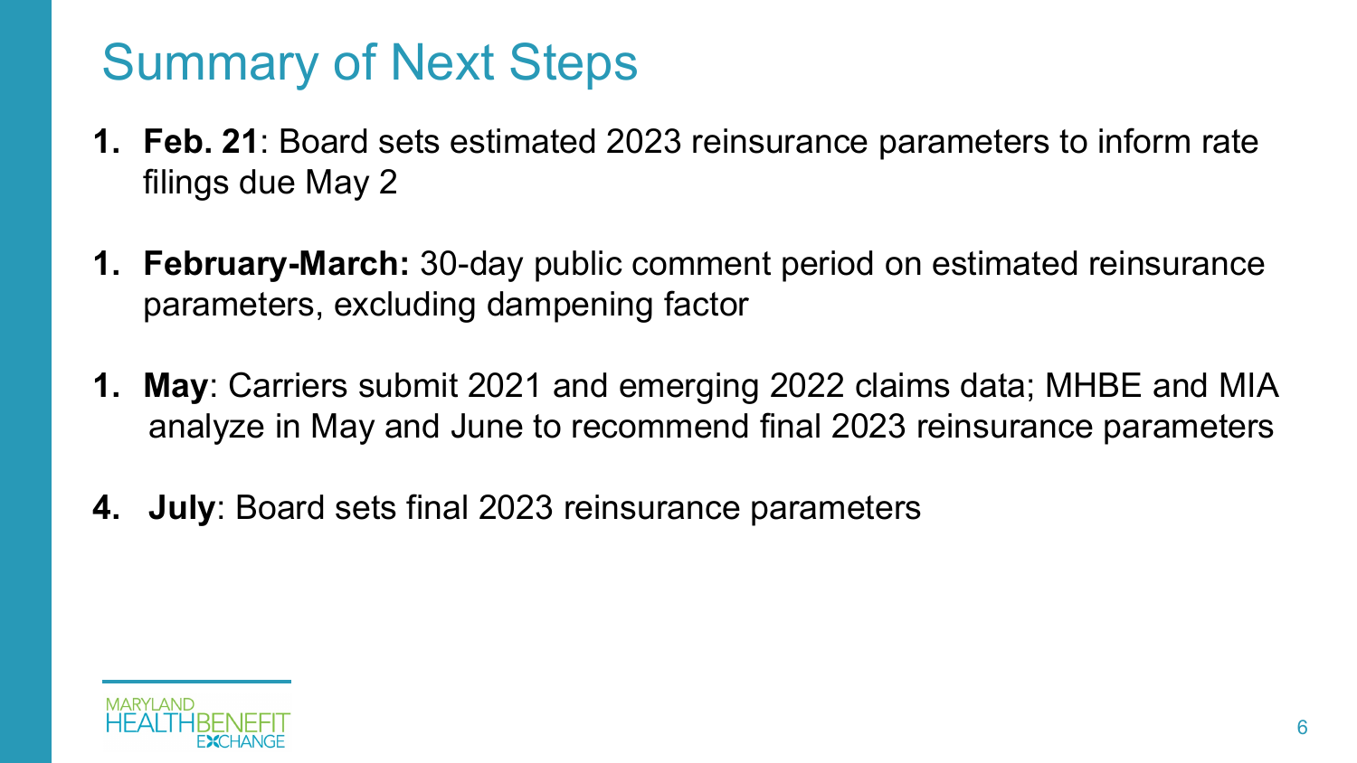# Summary of Next Steps

1. **Feb. 21**: Board sets estimated 2023 reinsurance parameters to inform rate filings due May 2

1. **February-March:** 30-day public comment period on estimated reinsurance parameters, excluding dampening factor

1. **May**: Carriers submit 2021 and emerging 2022 claims data; MHBE and MIA analyze in May and June to recommend final 2023 reinsurance parameters

4. **July**: Board sets final 2023 reinsurance parameters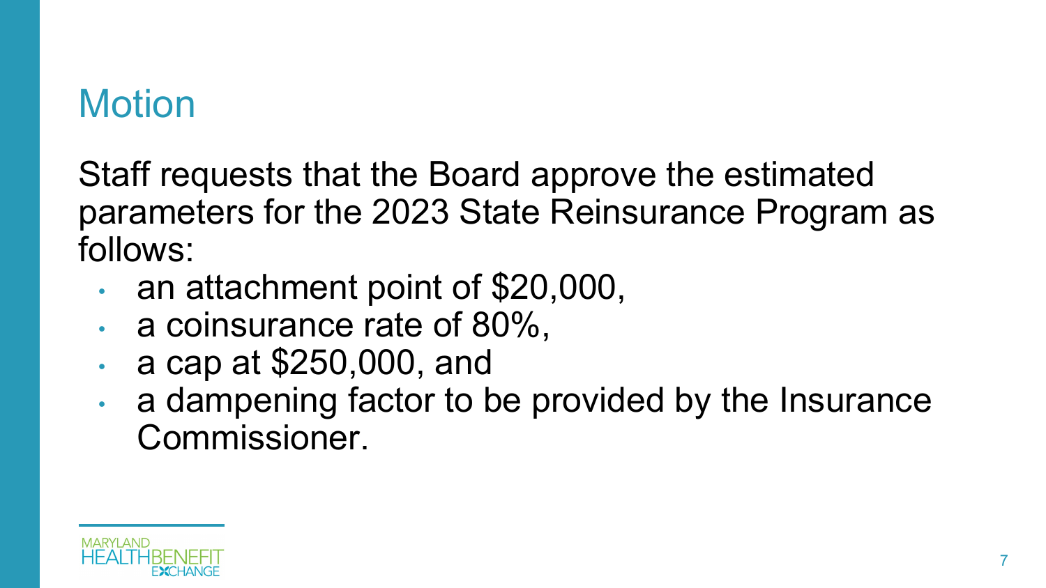# Motion

Staff requests that the Board approve the estimated parameters for the 2023 State Reinsurance Program as follows:

- an attachment point of $20,000,
- a coinsurance rate of 80%,
- a cap at $250,000, and
- a dampening factor to be provided by the Insurance Commissioner.

MARYLAND HEALTH BENEFIT EXCHANGE